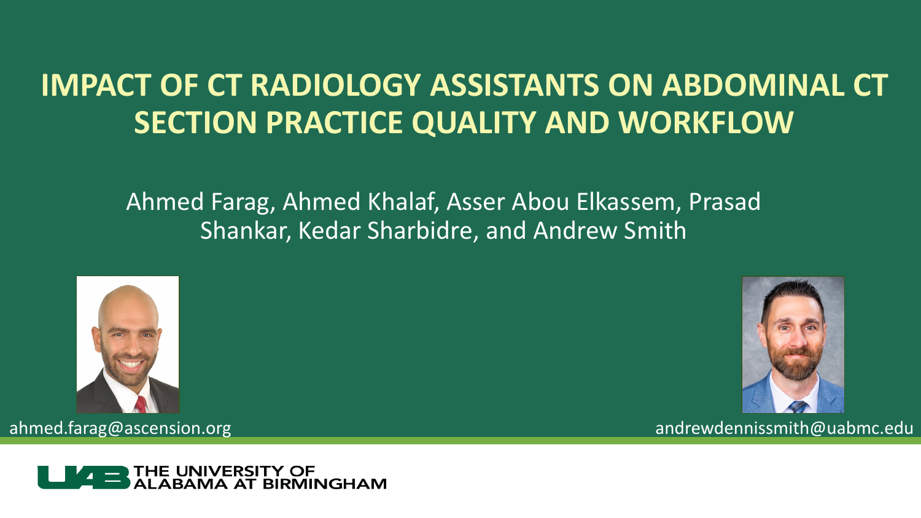# IMPACT OF CT RADIOLOGY ASSISTANTS ON ABDOMINAL CT SECTION PRACTICE QUALITY AND WORKFLOW

Ahmed Farag, Ahmed Khalaf, Asser Abou Elkassem, Prasad Shankar, Kedar Sharbidre, and Andrew Smith

ahmed.farag@ascension.org

andrewdennissmith@uabmc.edu

THE UNIVERSITY OF ALABAMA AT BIRMINGHAM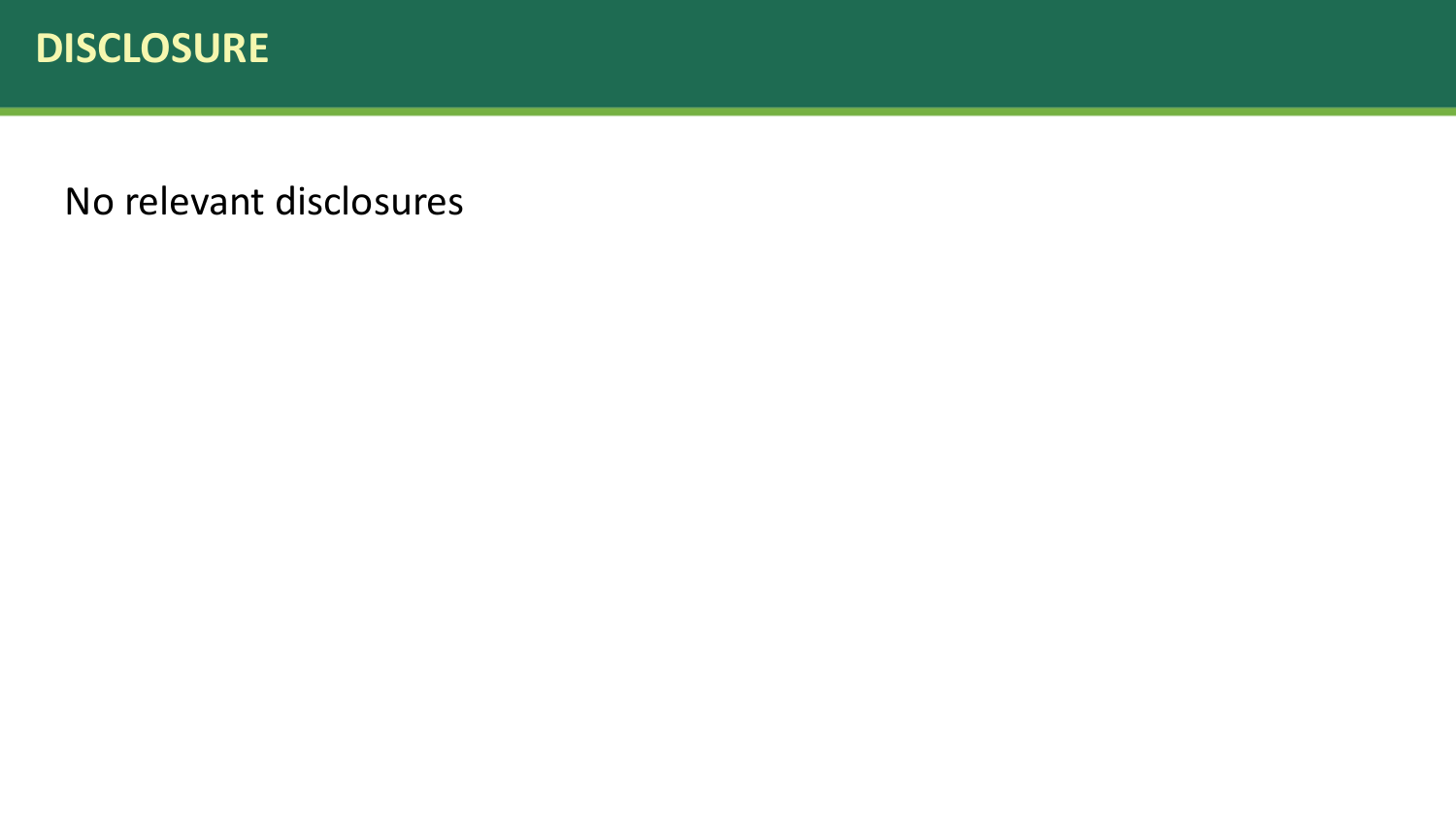# DISCLOSURE

No relevant disclosures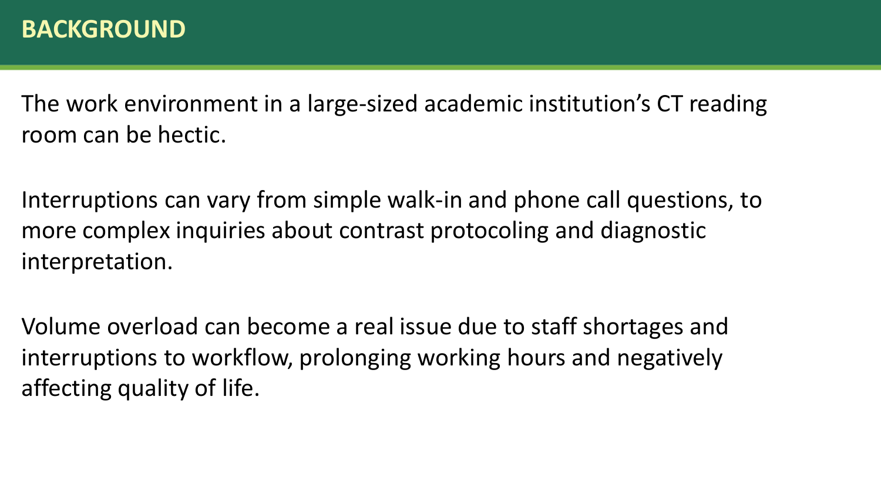# BACKGROUND

The work environment in a large-sized academic institution's CT reading room can be hectic.

Interruptions can vary from simple walk-in and phone call questions, to more complex inquiries about contrast protocoling and diagnostic interpretation.

Volume overload can become a real issue due to staff shortages and interruptions to workflow, prolonging working hours and negatively affecting quality of life.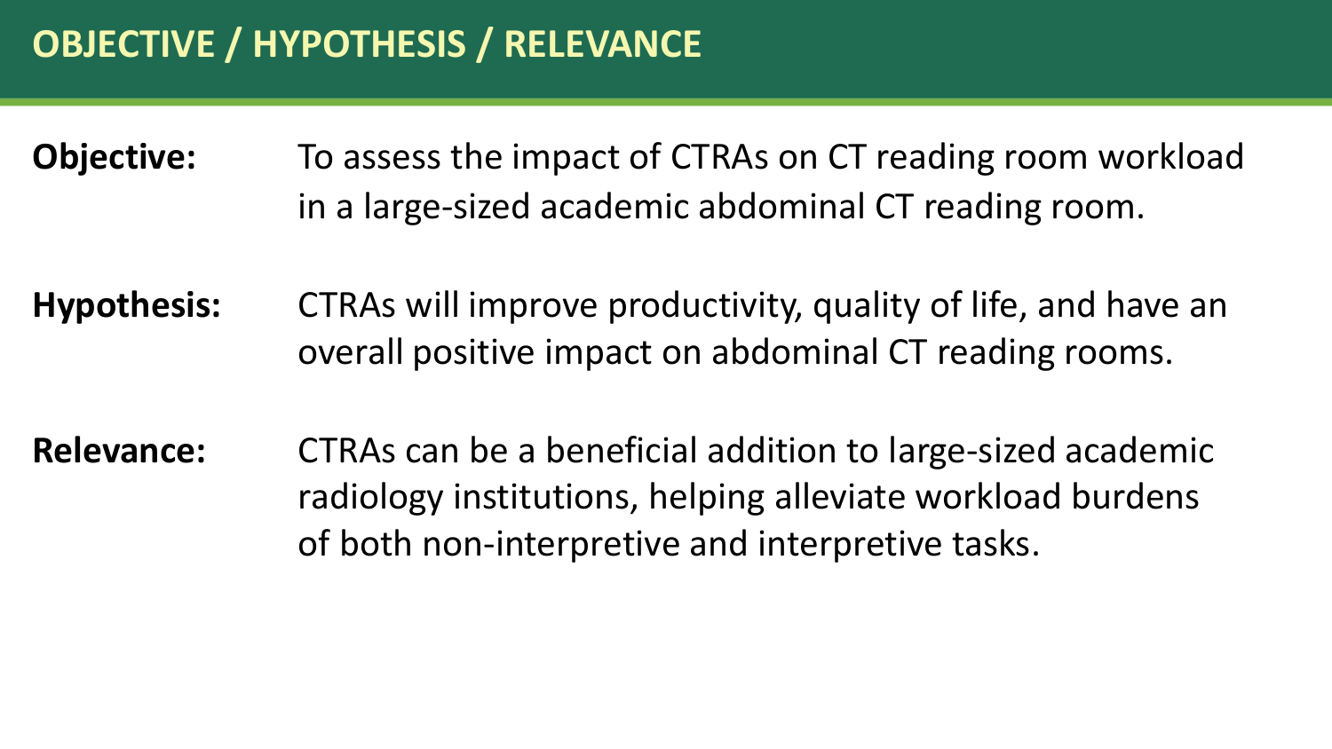# OBJECTIVE / HYPOTHESIS / RELEVANCE

**Objective:** To assess the impact of CTRAs on CT reading room workload in a large-sized academic abdominal CT reading room.

**Hypothesis:** CTRAs will improve productivity, quality of life, and have an overall positive impact on abdominal CT reading rooms.

**Relevance:** CTRAs can be a beneficial addition to large-sized academic radiology institutions, helping alleviate workload burdens of both non-interpretive and interpretive tasks.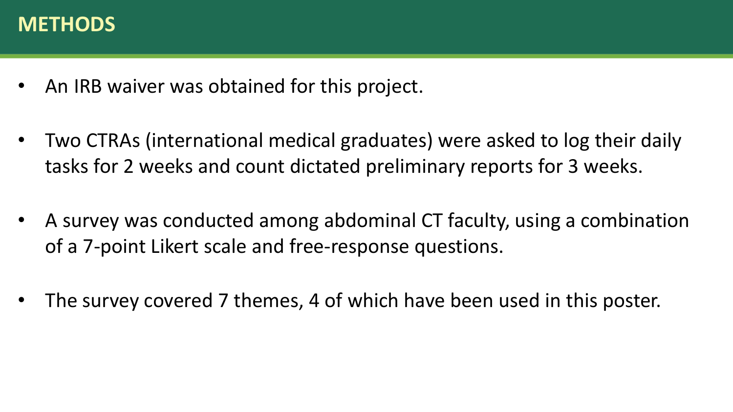# METHODS

- An IRB waiver was obtained for this project.
- Two CTRAs (international medical graduates) were asked to log their daily tasks for 2 weeks and count dictated preliminary reports for 3 weeks.
- A survey was conducted among abdominal CT faculty, using a combination of a 7-point Likert scale and free-response questions.
- The survey covered 7 themes, 4 of which have been used in this poster.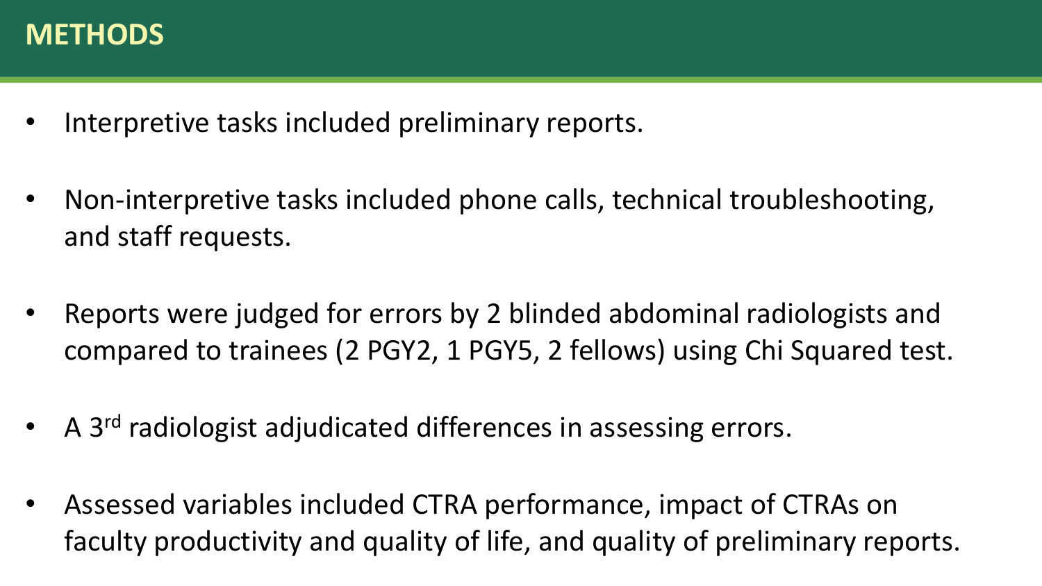# METHODS

- Interpretive tasks included preliminary reports.
- Non-interpretive tasks included phone calls, technical troubleshooting, and staff requests.
- Reports were judged for errors by 2 blinded abdominal radiologists and compared to trainees (2 PGY2, 1 PGY5, 2 fellows) using Chi Squared test.
- A 3rd radiologist adjudicated differences in assessing errors.
- Assessed variables included CTRA performance, impact of CTRAs on faculty productivity and quality of life, and quality of preliminary reports.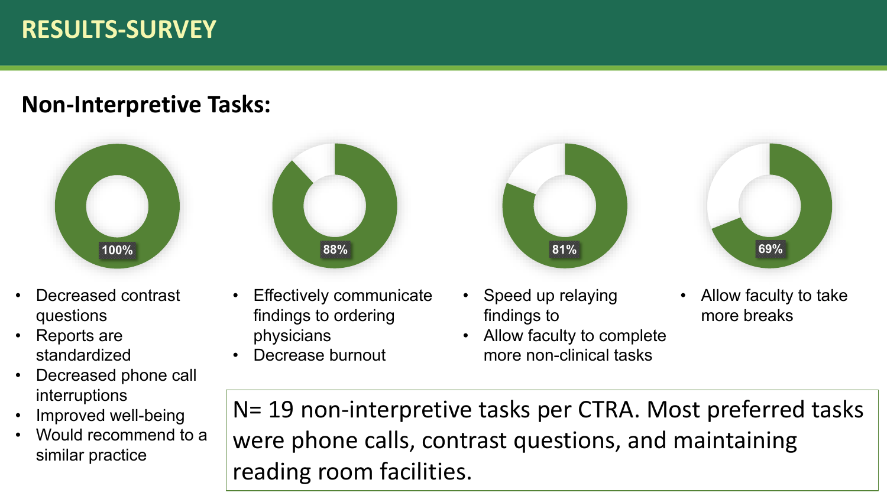# RESULTS-SURVEY

## Non-Interpretive Tasks:

**100%**

- Decreased contrast questions
- Reports are standardized
- Decreased phone call interruptions
- Improved well-being
- Would recommend to a similar practice

**88%**

- Effectively communicate findings to ordering physicians
- Decrease burnout

**81%**

- Speed up relaying findings to
- Allow faculty to complete more non-clinical tasks

**69%**

- Allow faculty to take more breaks

N= 19 non-interpretive tasks per CTRA. Most preferred tasks were phone calls, contrast questions, and maintaining reading room facilities.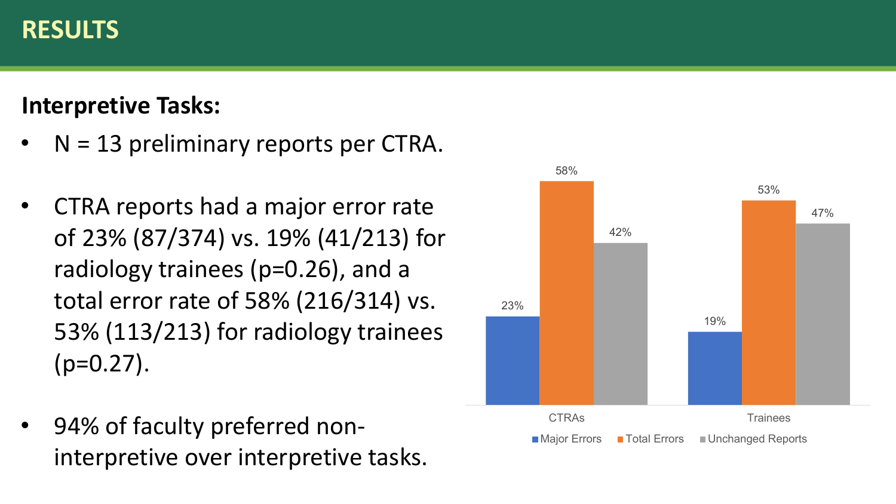# RESULTS

**Interpretive Tasks:**

- N = 13 preliminary reports per CTRA.
- CTRA reports had a major error rate of 23% (87/374) vs. 19% (41/213) for radiology trainees ($p=0.26$), and a total error rate of 58% (216/314) vs. 53% (113/213) for radiology trainees ($p=0.27$).
- 94% of faculty preferred non-interpretive over interpretive tasks.

| | Major Errors | Total Errors | Unchanged Reports |
|---|---|---|---|
| CTRAs | 23% | 58% | 42% |
| Trainees | 19% | 53% | 47% |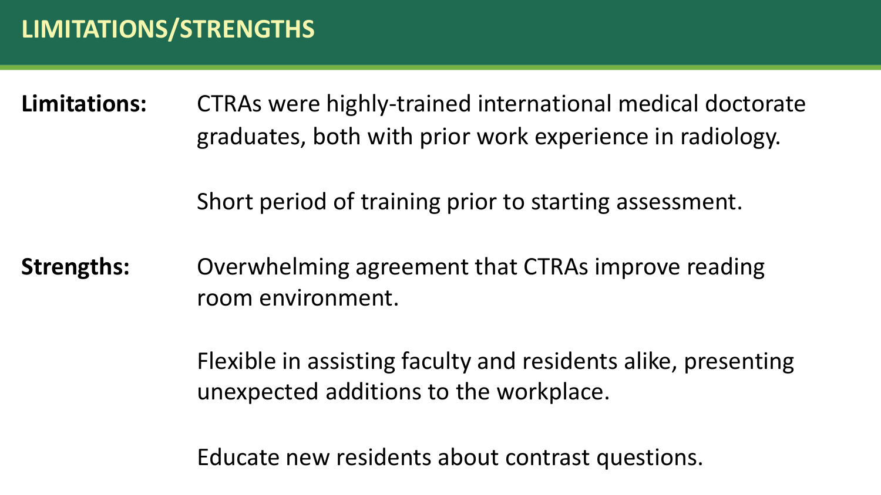# LIMITATIONS/STRENGTHS

**Limitations:**

CTRAs were highly-trained international medical doctorate graduates, both with prior work experience in radiology.

Short period of training prior to starting assessment.

**Strengths:**

Overwhelming agreement that CTRAs improve reading room environment.

Flexible in assisting faculty and residents alike, presenting unexpected additions to the workplace.

Educate new residents about contrast questions.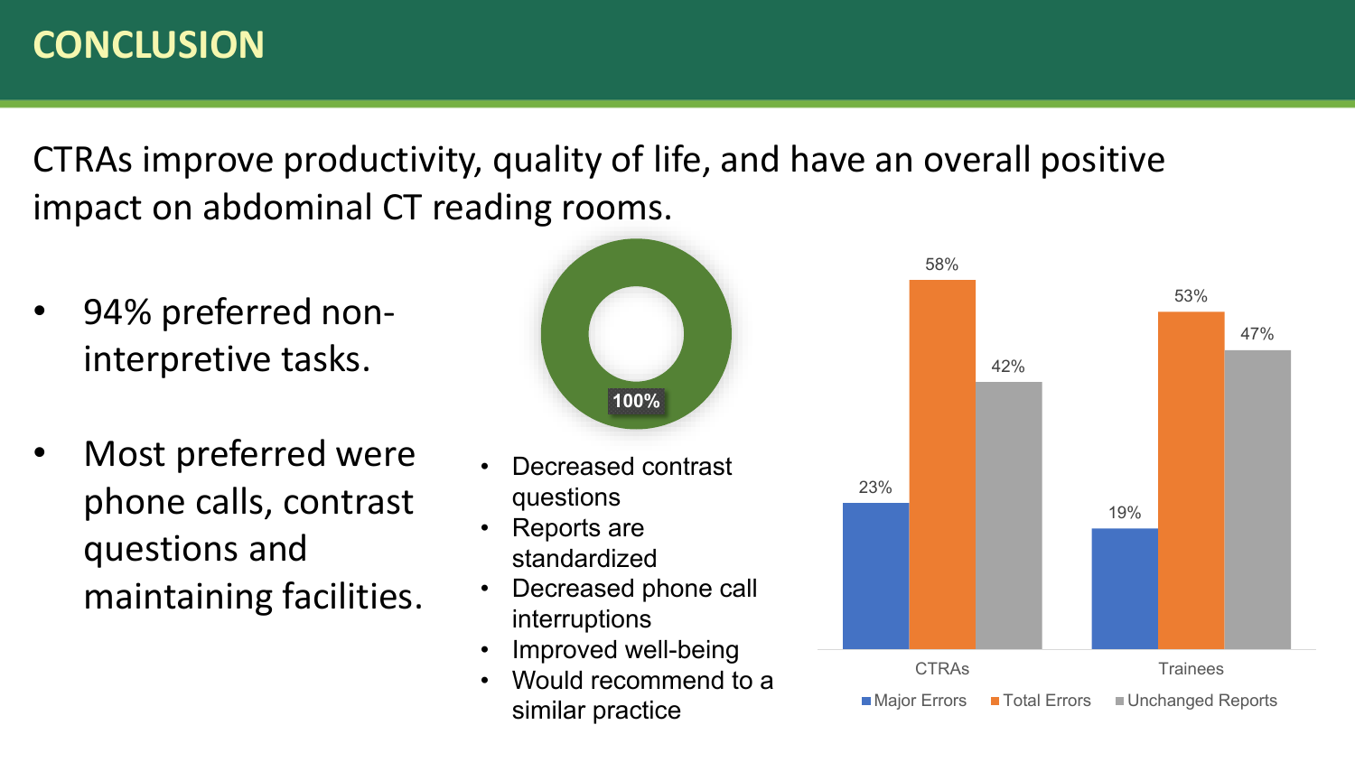# CONCLUSION

CTRAs improve productivity, quality of life, and have an overall positive impact on abdominal CT reading rooms.

- 94% preferred non-interpretive tasks.
- Most preferred were phone calls, contrast questions and maintaining facilities.

100%

- Decreased contrast questions
- Reports are standardized
- Decreased phone call interruptions
- Improved well-being
- Would recommend to a similar practice

58%
53%
47%
42%
23%
19%

CTRAs
Trainees

Major Errors
Total Errors
Unchanged Reports